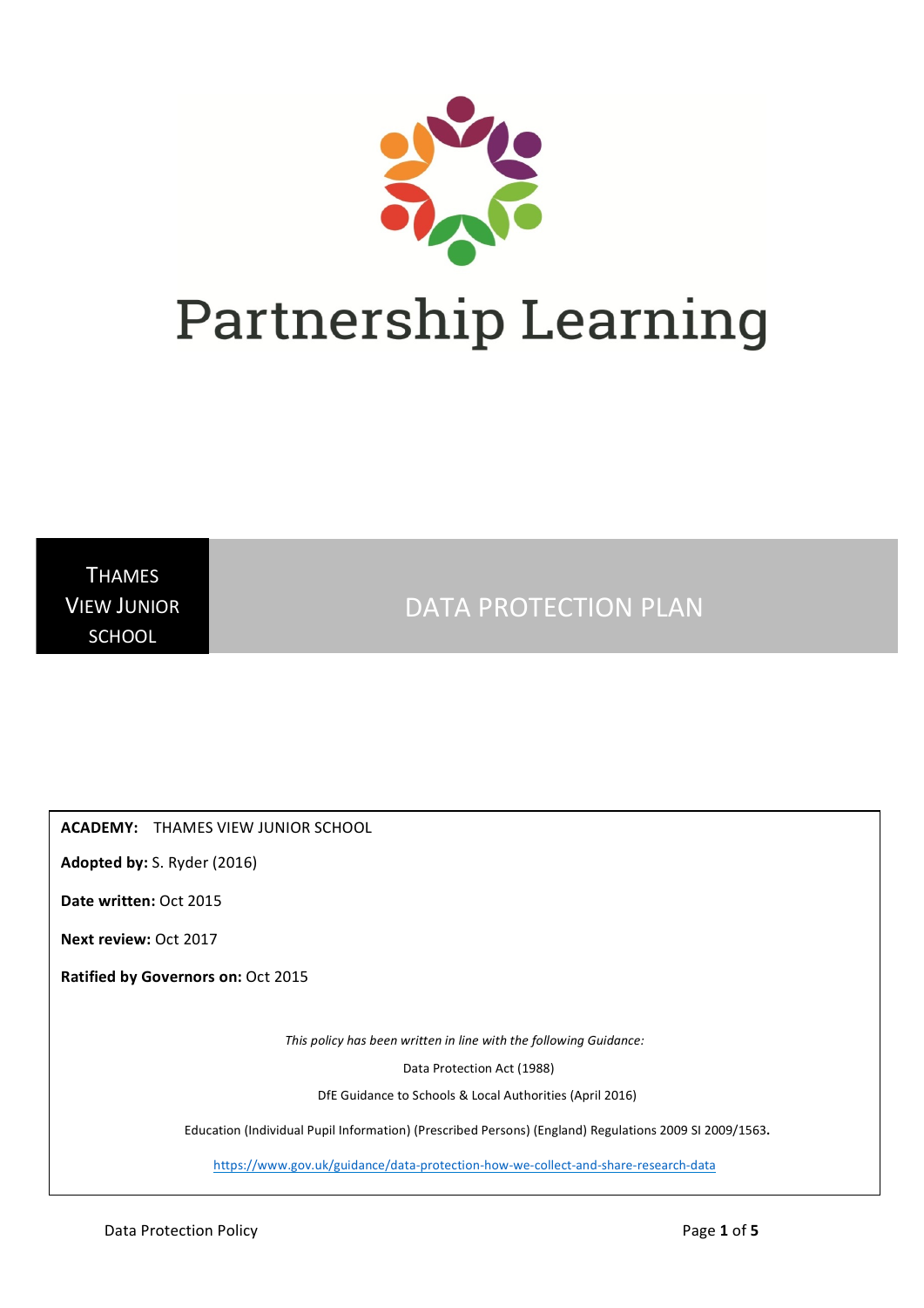# Partnership Learning

**THAMES VIEW JUNIOR SCHOOL**

## DATA PROTECTION PLAN

**ACADEMY:** THAMES VIEW JUNIOR SCHOOL

**Adopted by:** S. Ryder (2016)

**Date written:** Oct 2015

**Next review:** Oct 2017

**Ratified by Governors on:** Oct 2015

*This policy has been written in line with the following Guidance:*

Data Protection Act (1988)

DfE Guidance to Schools & Local Authorities (April 2016)

Education (Individual Pupil Information) (Prescribed Persons) (England) Regulations 2009 SI 2009/1563**.**

https://www.gov.uk/guidance/data-protection-how-we-collect-and-share-research-data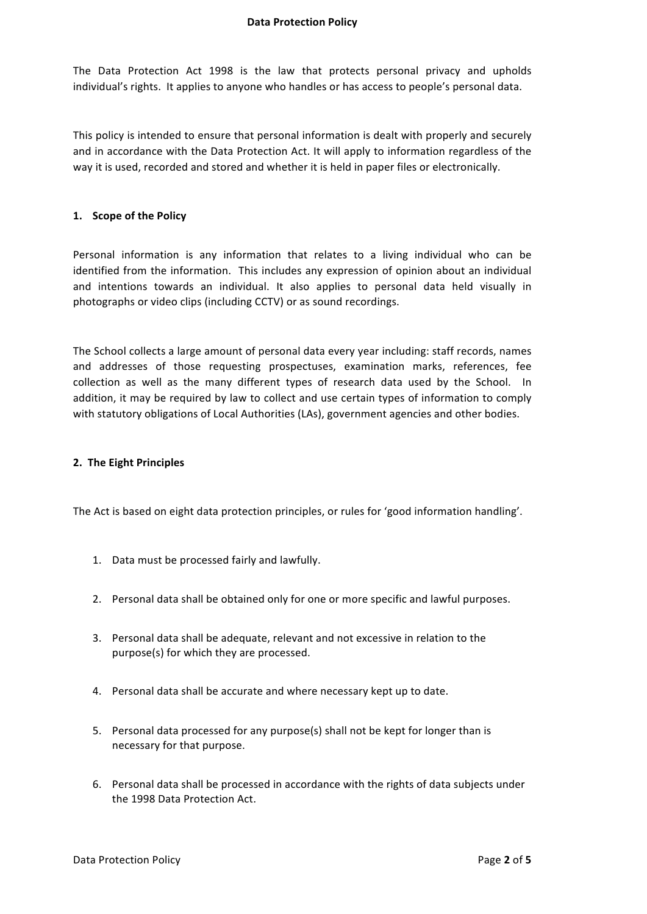The Data Protection Act 1998 is the law that protects personal privacy and upholds individual's rights. It applies to anyone who handles or has access to people's personal data.

This policy is intended to ensure that personal information is dealt with properly and securely and in accordance with the Data Protection Act. It will apply to information regardless of the way it is used, recorded and stored and whether it is held in paper files or electronically.

## 1. Scope of the Policy

Personal information is any information that relates to a living individual who can be identified from the information. This includes any expression of opinion about an individual and intentions towards an individual. It also applies to personal data held visually in photographs or video clips (including CCTV) or as sound recordings.

The School collects a large amount of personal data every year including: staff records, names and addresses of those requesting prospectuses, examination marks, references, fee collection as well as the many different types of research data used by the School. In addition, it may be required by law to collect and use certain types of information to comply with statutory obligations of Local Authorities (LAs), government agencies and other bodies.

## 2. The Eight Principles

The Act is based on eight data protection principles, or rules for 'good information handling'.

1. Data must be processed fairly and lawfully.
2. Personal data shall be obtained only for one or more specific and lawful purposes.
3. Personal data shall be adequate, relevant and not excessive in relation to the purpose(s) for which they are processed.
4. Personal data shall be accurate and where necessary kept up to date.
5. Personal data processed for any purpose(s) shall not be kept for longer than is necessary for that purpose.
6. Personal data shall be processed in accordance with the rights of data subjects under the 1998 Data Protection Act.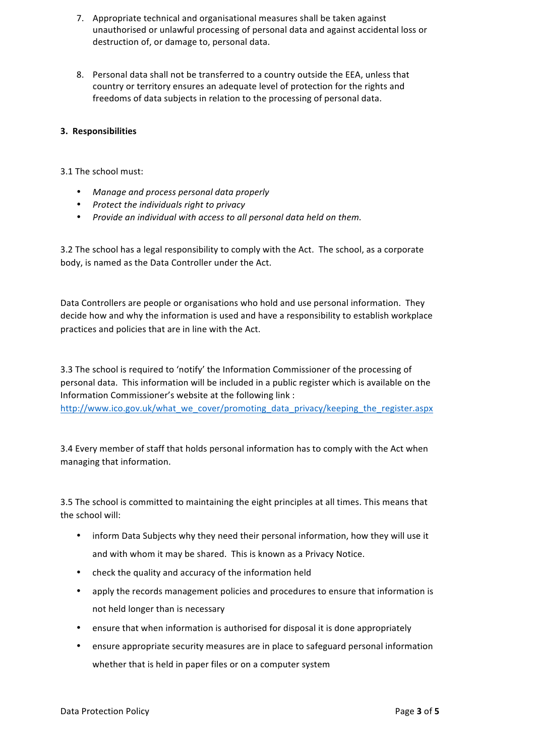7. Appropriate technical and organisational measures shall be taken against unauthorised or unlawful processing of personal data and against accidental loss or destruction of, or damage to, personal data.

8. Personal data shall not be transferred to a country outside the EEA, unless that country or territory ensures an adequate level of protection for the rights and freedoms of data subjects in relation to the processing of personal data.

**3. Responsibilities**

3.1 The school must:

- *Manage and process personal data properly*
- *Protect the individuals right to privacy*
- *Provide an individual with access to all personal data held on them.*

3.2 The school has a legal responsibility to comply with the Act. The school, as a corporate body, is named as the Data Controller under the Act.

Data Controllers are people or organisations who hold and use personal information. They decide how and why the information is used and have a responsibility to establish workplace practices and policies that are in line with the Act.

3.3 The school is required to 'notify' the Information Commissioner of the processing of personal data. This information will be included in a public register which is available on the Information Commissioner's website at the following link : http://www.ico.gov.uk/what_we_cover/promoting_data_privacy/keeping_the_register.aspx

3.4 Every member of staff that holds personal information has to comply with the Act when managing that information.

3.5 The school is committed to maintaining the eight principles at all times. This means that the school will:

- inform Data Subjects why they need their personal information, how they will use it and with whom it may be shared. This is known as a Privacy Notice.
- check the quality and accuracy of the information held
- apply the records management policies and procedures to ensure that information is not held longer than is necessary
- ensure that when information is authorised for disposal it is done appropriately
- ensure appropriate security measures are in place to safeguard personal information whether that is held in paper files or on a computer system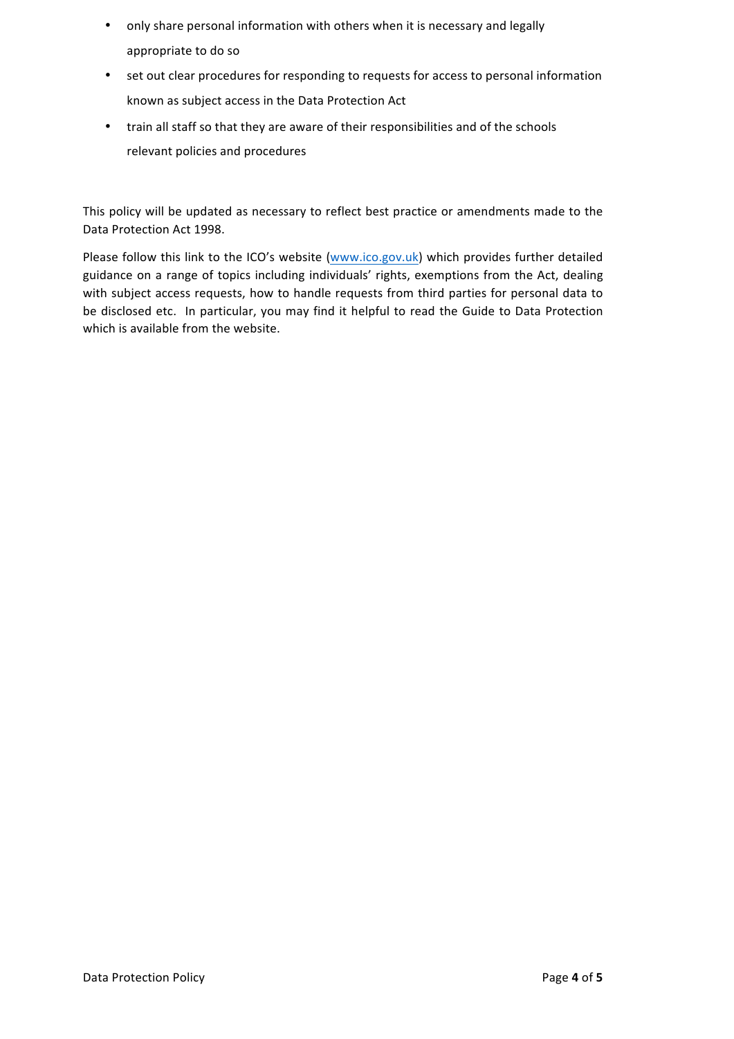- only share personal information with others when it is necessary and legally appropriate to do so
- set out clear procedures for responding to requests for access to personal information known as subject access in the Data Protection Act
- train all staff so that they are aware of their responsibilities and of the schools relevant policies and procedures

This policy will be updated as necessary to reflect best practice or amendments made to the Data Protection Act 1998.

Please follow this link to the ICO's website (www.ico.gov.uk) which provides further detailed guidance on a range of topics including individuals' rights, exemptions from the Act, dealing with subject access requests, how to handle requests from third parties for personal data to be disclosed etc. In particular, you may find it helpful to read the Guide to Data Protection which is available from the website.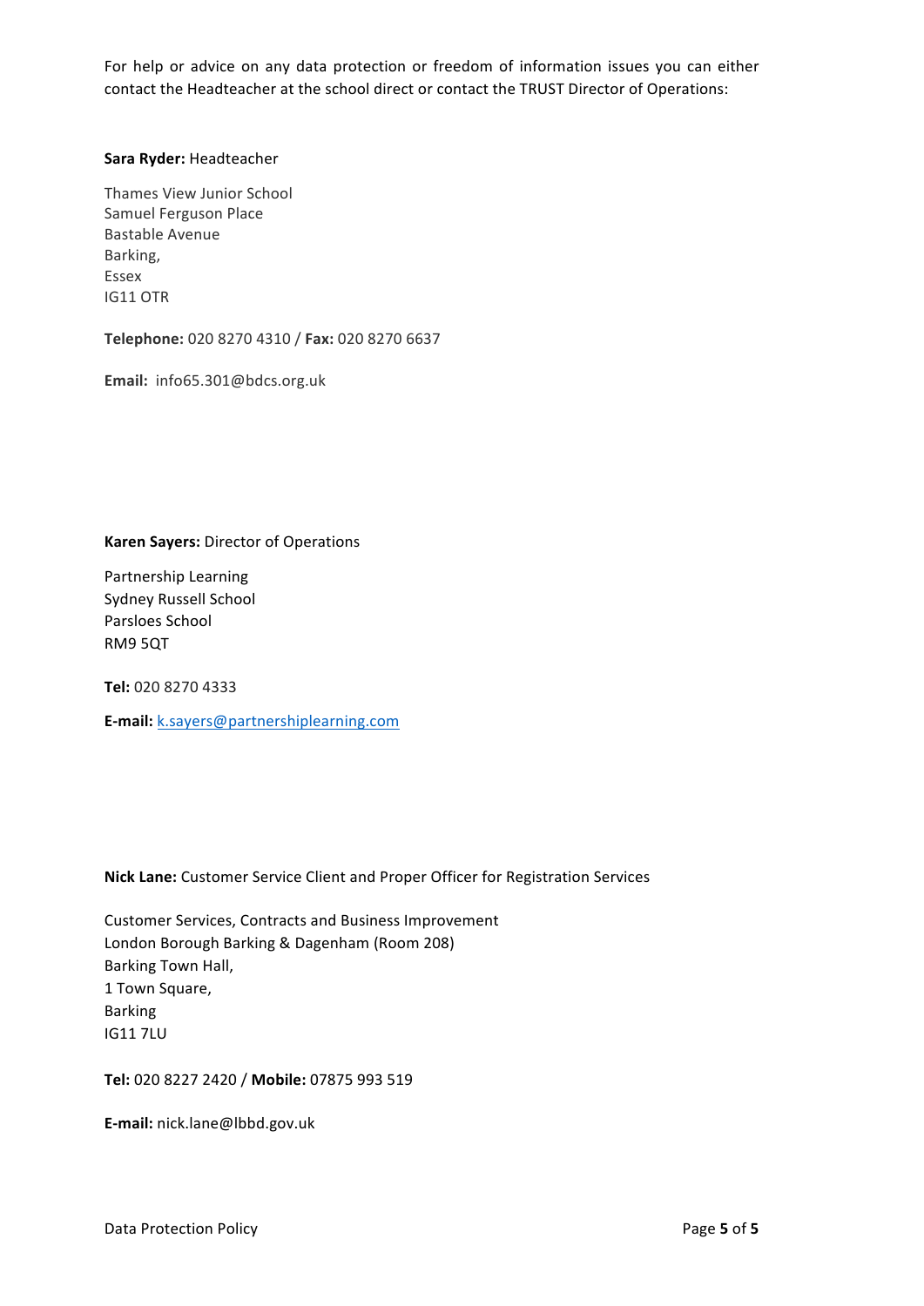For help or advice on any data protection or freedom of information issues you can either contact the Headteacher at the school direct or contact the TRUST Director of Operations:

**Sara Ryder:** Headteacher

Thames View Junior School
Samuel Ferguson Place
Bastable Avenue
Barking,
Essex
IG11 OTR

**Telephone:** 020 8270 4310 / **Fax:** 020 8270 6637

**Email:** info65.301@bdcs.org.uk

**Karen Sayers:** Director of Operations

Partnership Learning
Sydney Russell School
Parsloes School
RM9 5QT

**Tel:** 020 8270 4333

**E-mail:** k.sayers@partnershiplearning.com

**Nick Lane:** Customer Service Client and Proper Officer for Registration Services

Customer Services, Contracts and Business Improvement
London Borough Barking & Dagenham (Room 208)
Barking Town Hall,
1 Town Square,
Barking
IG11 7LU

**Tel:** 020 8227 2420 / **Mobile:** 07875 993 519

**E-mail:** nick.lane@lbbd.gov.uk